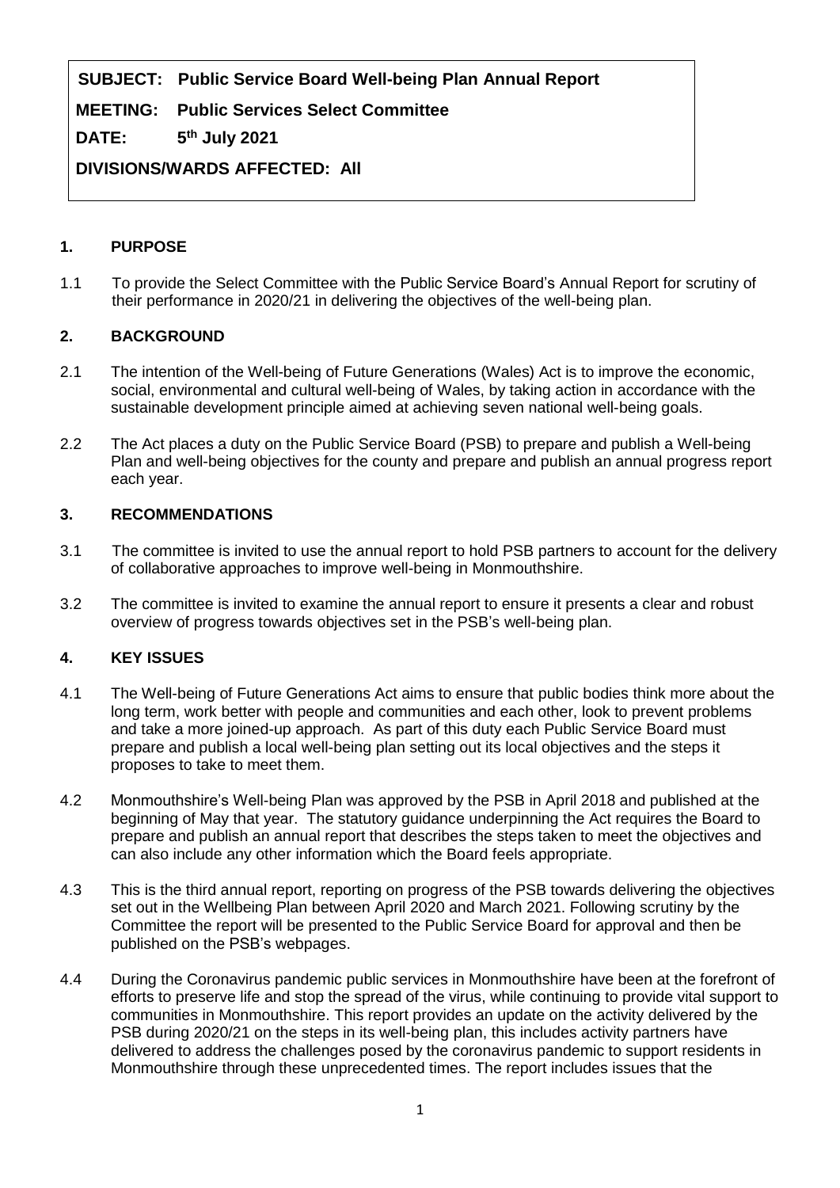**SUBJECT: Public Service Board Well-being Plan Annual Report**

**MEETING: Public Services Select Committee**

**DATE: 5th July 2021**

**DIVISIONS/WARDS AFFECTED: All**

## 1. PURPOSE

1.1 To provide the Select Committee with the Public Service Board's Annual Report for scrutiny of their performance in 2020/21 in delivering the objectives of the well-being plan.

## 2. BACKGROUND

2.1 The intention of the Well-being of Future Generations (Wales) Act is to improve the economic, social, environmental and cultural well-being of Wales, by taking action in accordance with the sustainable development principle aimed at achieving seven national well-being goals.

2.2 The Act places a duty on the Public Service Board (PSB) to prepare and publish a Well-being Plan and well-being objectives for the county and prepare and publish an annual progress report each year.

## 3. RECOMMENDATIONS

3.1 The committee is invited to use the annual report to hold PSB partners to account for the delivery of collaborative approaches to improve well-being in Monmouthshire.

3.2 The committee is invited to examine the annual report to ensure it presents a clear and robust overview of progress towards objectives set in the PSB's well-being plan.

## 4. KEY ISSUES

4.1 The Well-being of Future Generations Act aims to ensure that public bodies think more about the long term, work better with people and communities and each other, look to prevent problems and take a more joined-up approach. As part of this duty each Public Service Board must prepare and publish a local well-being plan setting out its local objectives and the steps it proposes to take to meet them.

4.2 Monmouthshire's Well-being Plan was approved by the PSB in April 2018 and published at the beginning of May that year. The statutory guidance underpinning the Act requires the Board to prepare and publish an annual report that describes the steps taken to meet the objectives and can also include any other information which the Board feels appropriate.

4.3 This is the third annual report, reporting on progress of the PSB towards delivering the objectives set out in the Wellbeing Plan between April 2020 and March 2021. Following scrutiny by the Committee the report will be presented to the Public Service Board for approval and then be published on the PSB's webpages.

4.4 During the Coronavirus pandemic public services in Monmouthshire have been at the forefront of efforts to preserve life and stop the spread of the virus, while continuing to provide vital support to communities in Monmouthshire. This report provides an update on the activity delivered by the PSB during 2020/21 on the steps in its well-being plan, this includes activity partners have delivered to address the challenges posed by the coronavirus pandemic to support residents in Monmouthshire through these unprecedented times. The report includes issues that the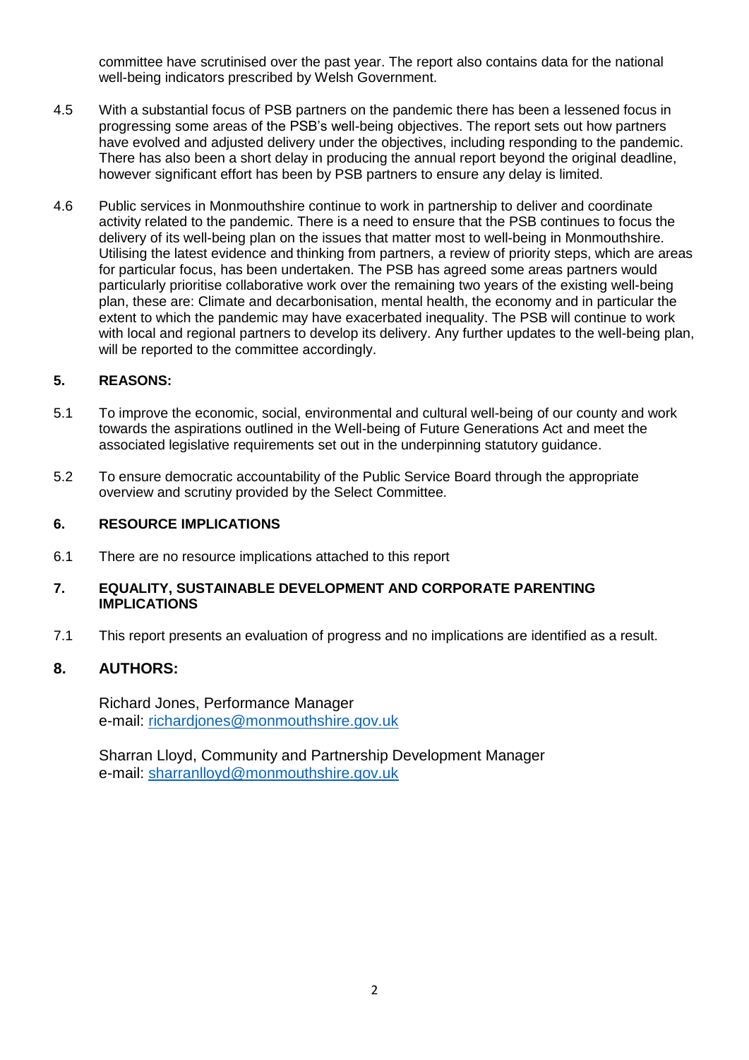committee have scrutinised over the past year. The report also contains data for the national well-being indicators prescribed by Welsh Government.

4.5 With a substantial focus of PSB partners on the pandemic there has been a lessened focus in progressing some areas of the PSB's well-being objectives. The report sets out how partners have evolved and adjusted delivery under the objectives, including responding to the pandemic. There has also been a short delay in producing the annual report beyond the original deadline, however significant effort has been by PSB partners to ensure any delay is limited.

4.6 Public services in Monmouthshire continue to work in partnership to deliver and coordinate activity related to the pandemic. There is a need to ensure that the PSB continues to focus the delivery of its well-being plan on the issues that matter most to well-being in Monmouthshire. Utilising the latest evidence and thinking from partners, a review of priority steps, which are areas for particular focus, has been undertaken. The PSB has agreed some areas partners would particularly prioritise collaborative work over the remaining two years of the existing well-being plan, these are: Climate and decarbonisation, mental health, the economy and in particular the extent to which the pandemic may have exacerbated inequality. The PSB will continue to work with local and regional partners to develop its delivery. Any further updates to the well-being plan, will be reported to the committee accordingly.

## 5. REASONS:

5.1 To improve the economic, social, environmental and cultural well-being of our county and work towards the aspirations outlined in the Well-being of Future Generations Act and meet the associated legislative requirements set out in the underpinning statutory guidance.

5.2 To ensure democratic accountability of the Public Service Board through the appropriate overview and scrutiny provided by the Select Committee.

## 6. RESOURCE IMPLICATIONS

6.1 There are no resource implications attached to this report

## 7. EQUALITY, SUSTAINABLE DEVELOPMENT AND CORPORATE PARENTING IMPLICATIONS

7.1 This report presents an evaluation of progress and no implications are identified as a result.

## 8. AUTHORS:

Richard Jones, Performance Manager
e-mail: richardjones@monmouthshire.gov.uk

Sharran Lloyd, Community and Partnership Development Manager
e-mail: sharranlloyd@monmouthshire.gov.uk